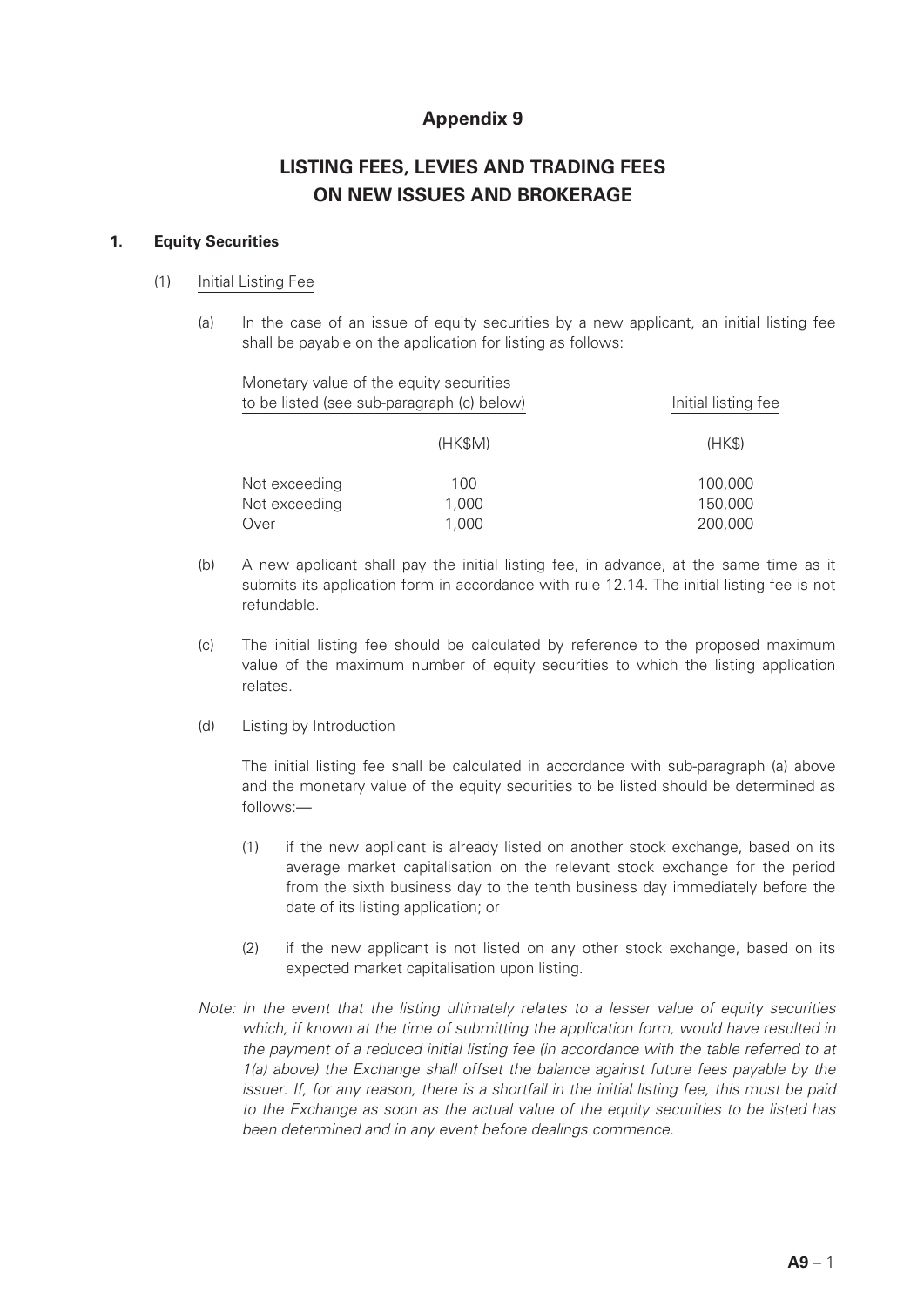# Appendix 9

## LISTING FEES, LEVIES AND TRADING FEES ON NEW ISSUES AND BROKERAGE

### 1. Equity Securities

(1) Initial Listing Fee

(a) In the case of an issue of equity securities by a new applicant, an initial listing fee shall be payable on the application for listing as follows:

| Monetary value of the equity securities to be listed (see sub-paragraph (c) below) | | Initial listing fee |
|---|---|---|
| | (HK$M) | (HK$) |
| Not exceeding | 100 | 100,000 |
| Not exceeding | 1,000 | 150,000 |
| Over | 1,000 | 200,000 |

(b) A new applicant shall pay the initial listing fee, in advance, at the same time as it submits its application form in accordance with rule 12.14. The initial listing fee is not refundable.

(c) The initial listing fee should be calculated by reference to the proposed maximum value of the maximum number of equity securities to which the listing application relates.

(d) Listing by Introduction

The initial listing fee shall be calculated in accordance with sub-paragraph (a) above and the monetary value of the equity securities to be listed should be determined as follows:—

(1) if the new applicant is already listed on another stock exchange, based on its average market capitalisation on the relevant stock exchange for the period from the sixth business day to the tenth business day immediately before the date of its listing application; or

(2) if the new applicant is not listed on any other stock exchange, based on its expected market capitalisation upon listing.

*Note: In the event that the listing ultimately relates to a lesser value of equity securities which, if known at the time of submitting the application form, would have resulted in the payment of a reduced initial listing fee (in accordance with the table referred to at 1(a) above) the Exchange shall offset the balance against future fees payable by the issuer. If, for any reason, there is a shortfall in the initial listing fee, this must be paid to the Exchange as soon as the actual value of the equity securities to be listed has been determined and in any event before dealings commence.*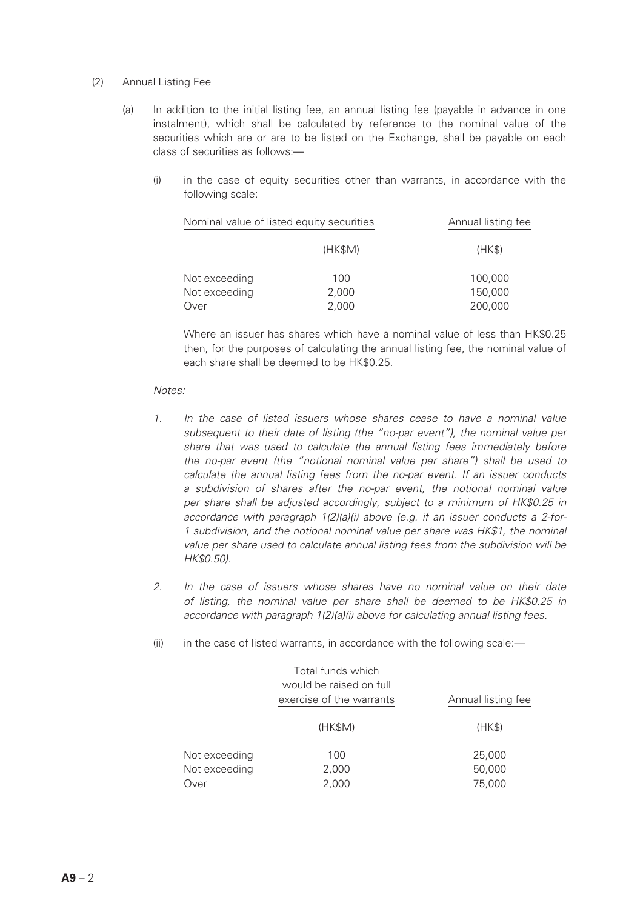(2) Annual Listing Fee

(a) In addition to the initial listing fee, an annual listing fee (payable in advance in one instalment), which shall be calculated by reference to the nominal value of the securities which are or are to be listed on the Exchange, shall be payable on each class of securities as follows:—

(i) in the case of equity securities other than warrants, in accordance with the following scale:

| Nominal value of listed equity securities | | Annual listing fee |
|---|---|---|
| | (HK\$M) | (HK\$) |
| Not exceeding | 100 | 100,000 |
| Not exceeding | 2,000 | 150,000 |
| Over | 2,000 | 200,000 |

Where an issuer has shares which have a nominal value of less than HK\$0.25 then, for the purposes of calculating the annual listing fee, the nominal value of each share shall be deemed to be HK\$0.25.

*Notes:*

1. *In the case of listed issuers whose shares cease to have a nominal value subsequent to their date of listing (the "no-par event"), the nominal value per share that was used to calculate the annual listing fees immediately before the no-par event (the "notional nominal value per share") shall be used to calculate the annual listing fees from the no-par event. If an issuer conducts a subdivision of shares after the no-par event, the notional nominal value per share shall be adjusted accordingly, subject to a minimum of HK\$0.25 in accordance with paragraph 1(2)(a)(i) above (e.g. if an issuer conducts a 2-for-1 subdivision, and the notional nominal value per share was HK\$1, the nominal value per share used to calculate annual listing fees from the subdivision will be HK\$0.50).*

2. *In the case of issuers whose shares have no nominal value on their date of listing, the nominal value per share shall be deemed to be HK\$0.25 in accordance with paragraph 1(2)(a)(i) above for calculating annual listing fees.*

(ii) in the case of listed warrants, in accordance with the following scale:—

| | Total funds which would be raised on full exercise of the warrants | Annual listing fee |
|---|---|---|
| | (HK\$M) | (HK\$) |
| Not exceeding | 100 | 25,000 |
| Not exceeding | 2,000 | 50,000 |
| Over | 2,000 | 75,000 |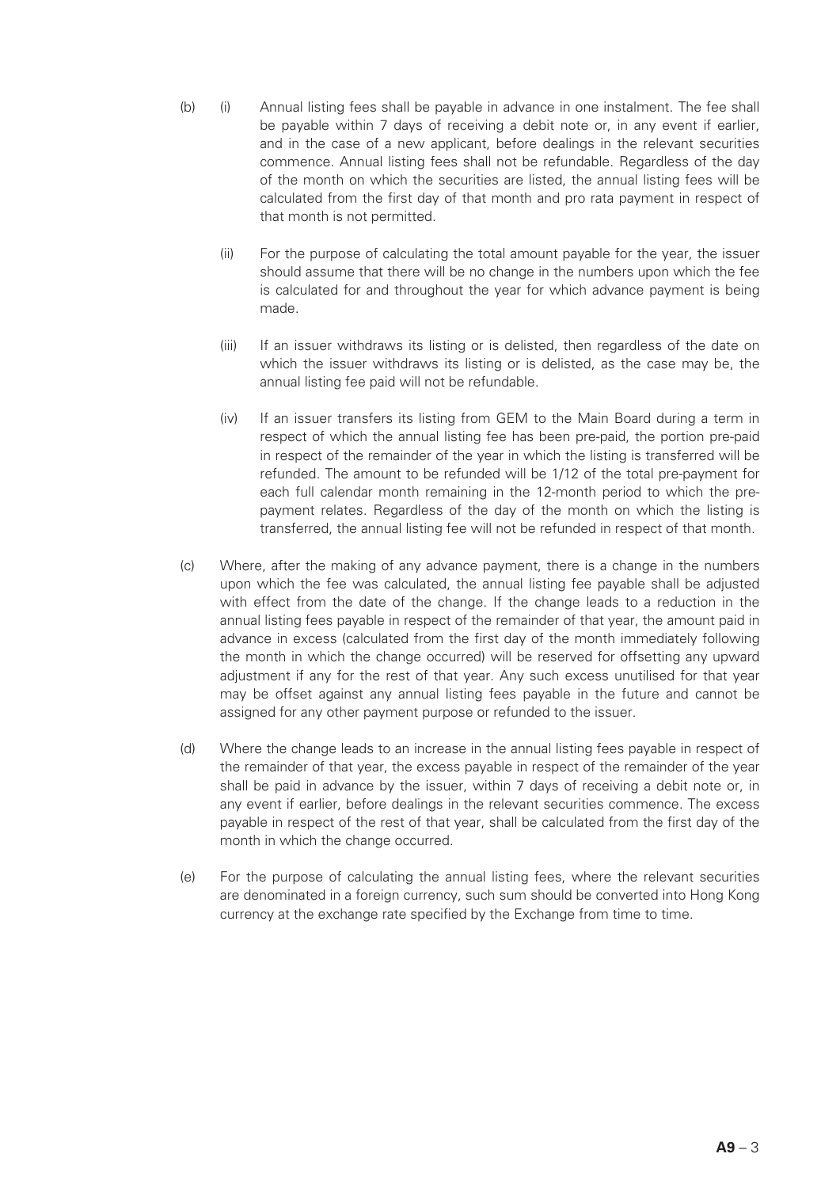(b) (i) Annual listing fees shall be payable in advance in one instalment. The fee shall be payable within 7 days of receiving a debit note or, in any event if earlier, and in the case of a new applicant, before dealings in the relevant securities commence. Annual listing fees shall not be refundable. Regardless of the day of the month on which the securities are listed, the annual listing fees will be calculated from the first day of that month and pro rata payment in respect of that month is not permitted.

(ii) For the purpose of calculating the total amount payable for the year, the issuer should assume that there will be no change in the numbers upon which the fee is calculated for and throughout the year for which advance payment is being made.

(iii) If an issuer withdraws its listing or is delisted, then regardless of the date on which the issuer withdraws its listing or is delisted, as the case may be, the annual listing fee paid will not be refundable.

(iv) If an issuer transfers its listing from GEM to the Main Board during a term in respect of which the annual listing fee has been pre-paid, the portion pre-paid in respect of the remainder of the year in which the listing is transferred will be refunded. The amount to be refunded will be 1/12 of the total pre-payment for each full calendar month remaining in the 12-month period to which the pre-payment relates. Regardless of the day of the month on which the listing is transferred, the annual listing fee will not be refunded in respect of that month.

(c) Where, after the making of any advance payment, there is a change in the numbers upon which the fee was calculated, the annual listing fee payable shall be adjusted with effect from the date of the change. If the change leads to a reduction in the annual listing fees payable in respect of the remainder of that year, the amount paid in advance in excess (calculated from the first day of the month immediately following the month in which the change occurred) will be reserved for offsetting any upward adjustment if any for the rest of that year. Any such excess unutilised for that year may be offset against any annual listing fees payable in the future and cannot be assigned for any other payment purpose or refunded to the issuer.

(d) Where the change leads to an increase in the annual listing fees payable in respect of the remainder of that year, the excess payable in respect of the remainder of the year shall be paid in advance by the issuer, within 7 days of receiving a debit note or, in any event if earlier, before dealings in the relevant securities commence. The excess payable in respect of the rest of that year, shall be calculated from the first day of the month in which the change occurred.

(e) For the purpose of calculating the annual listing fees, where the relevant securities are denominated in a foreign currency, such sum should be converted into Hong Kong currency at the exchange rate specified by the Exchange from time to time.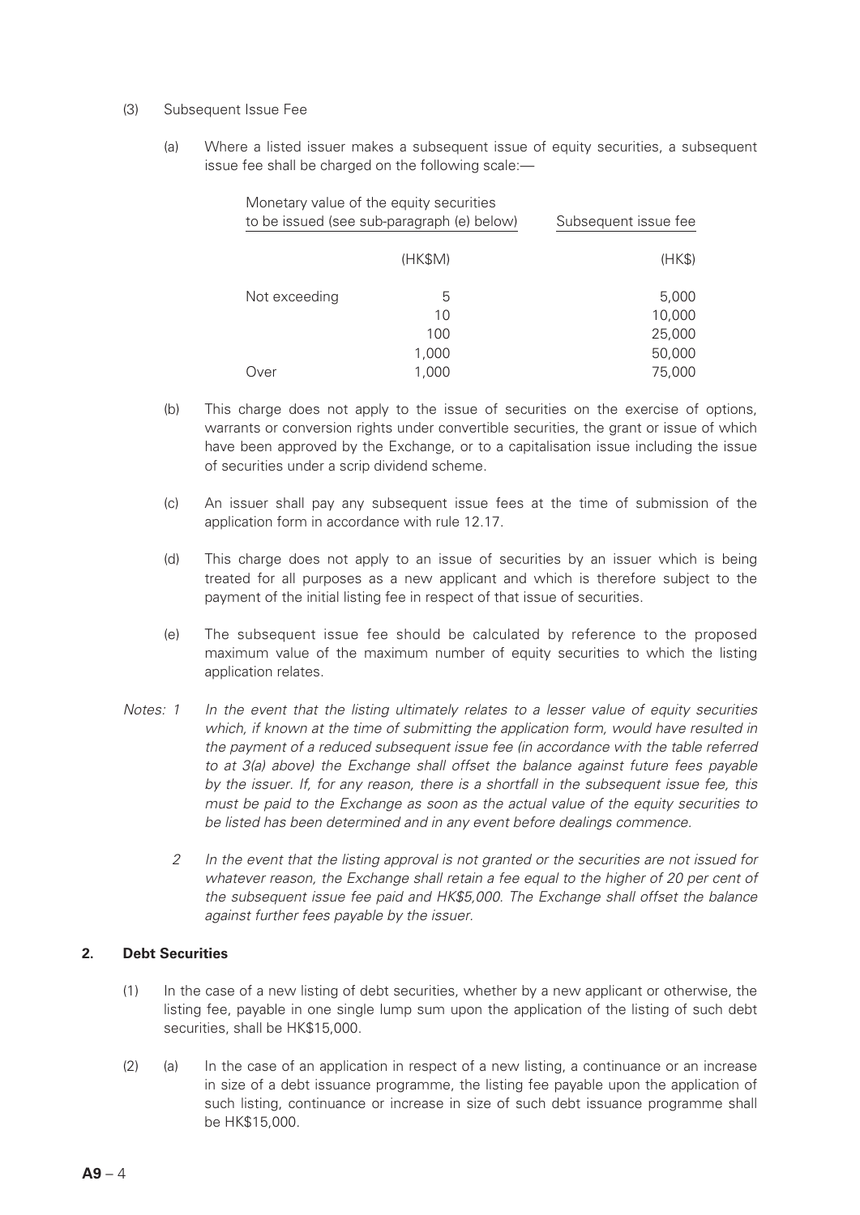(3) Subsequent Issue Fee

(a) Where a listed issuer makes a subsequent issue of equity securities, a subsequent issue fee shall be charged on the following scale:—

| Monetary value of the equity securities to be issued (see sub-paragraph (e) below) | | Subsequent issue fee |
|---|---|---|
| | (HK$M) | (HK$) |
| Not exceeding | 5 | 5,000 |
| | 10 | 10,000 |
| | 100 | 25,000 |
| | 1,000 | 50,000 |
| Over | 1,000 | 75,000 |

(b) This charge does not apply to the issue of securities on the exercise of options, warrants or conversion rights under convertible securities, the grant or issue of which have been approved by the Exchange, or to a capitalisation issue including the issue of securities under a scrip dividend scheme.

(c) An issuer shall pay any subsequent issue fees at the time of submission of the application form in accordance with rule 12.17.

(d) This charge does not apply to an issue of securities by an issuer which is being treated for all purposes as a new applicant and which is therefore subject to the payment of the initial listing fee in respect of that issue of securities.

(e) The subsequent issue fee should be calculated by reference to the proposed maximum value of the maximum number of equity securities to which the listing application relates.

*Notes: 1 In the event that the listing ultimately relates to a lesser value of equity securities which, if known at the time of submitting the application form, would have resulted in the payment of a reduced subsequent issue fee (in accordance with the table referred to at 3(a) above) the Exchange shall offset the balance against future fees payable by the issuer. If, for any reason, there is a shortfall in the subsequent issue fee, this must be paid to the Exchange as soon as the actual value of the equity securities to be listed has been determined and in any event before dealings commence.*

*2 In the event that the listing approval is not granted or the securities are not issued for whatever reason, the Exchange shall retain a fee equal to the higher of 20 per cent of the subsequent issue fee paid and HK$5,000. The Exchange shall offset the balance against further fees payable by the issuer.*

**2. Debt Securities**

(1) In the case of a new listing of debt securities, whether by a new applicant or otherwise, the listing fee, payable in one single lump sum upon the application of the listing of such debt securities, shall be HK$15,000.

(2) (a) In the case of an application in respect of a new listing, a continuance or an increase in size of a debt issuance programme, the listing fee payable upon the application of such listing, continuance or increase in size of such debt issuance programme shall be HK$15,000.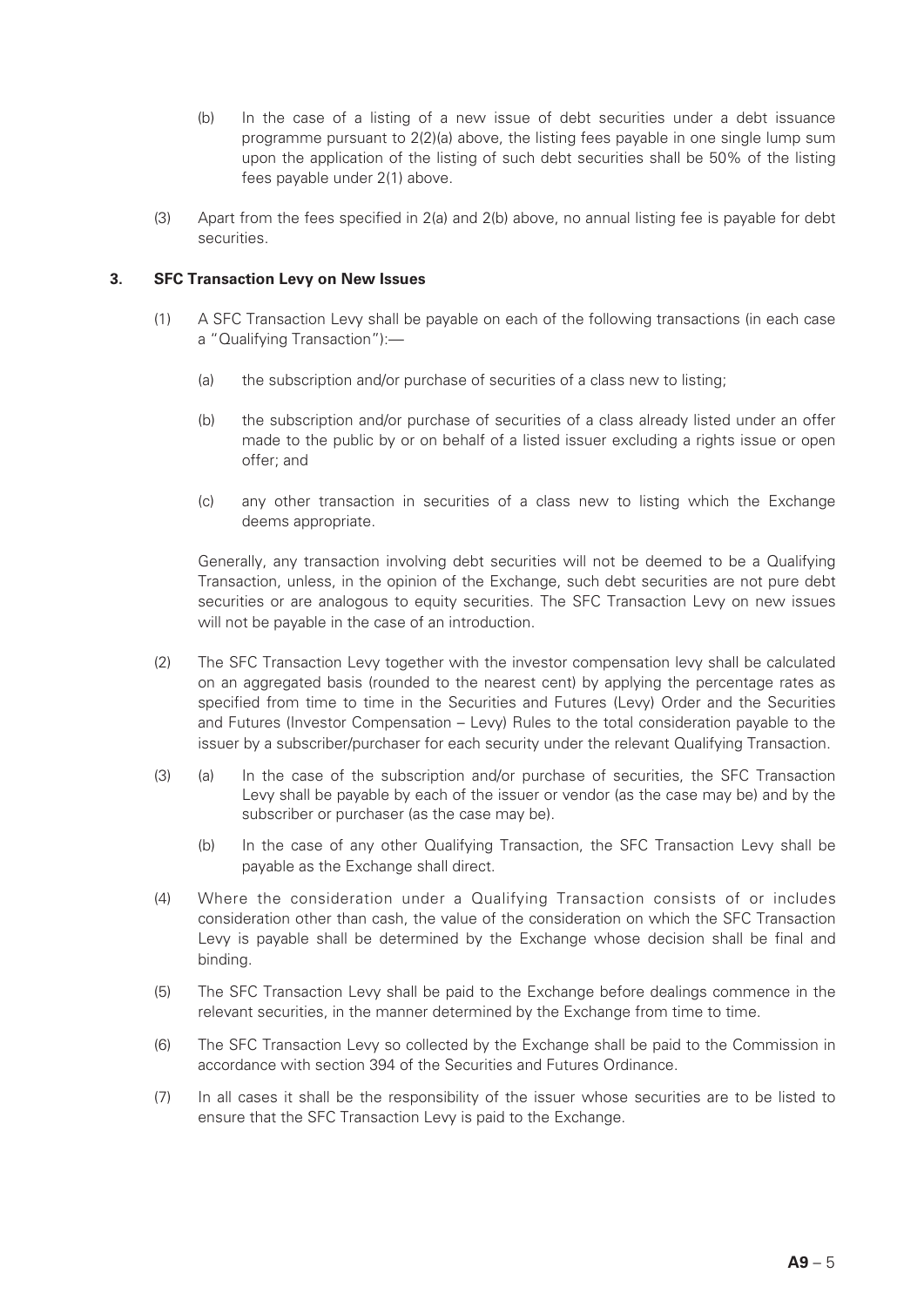(b) In the case of a listing of a new issue of debt securities under a debt issuance programme pursuant to 2(2)(a) above, the listing fees payable in one single lump sum upon the application of the listing of such debt securities shall be 50% of the listing fees payable under 2(1) above.

(3) Apart from the fees specified in 2(a) and 2(b) above, no annual listing fee is payable for debt securities.

**3. SFC Transaction Levy on New Issues**

(1) A SFC Transaction Levy shall be payable on each of the following transactions (in each case a "Qualifying Transaction"):—

(a) the subscription and/or purchase of securities of a class new to listing;

(b) the subscription and/or purchase of securities of a class already listed under an offer made to the public by or on behalf of a listed issuer excluding a rights issue or open offer; and

(c) any other transaction in securities of a class new to listing which the Exchange deems appropriate.

Generally, any transaction involving debt securities will not be deemed to be a Qualifying Transaction, unless, in the opinion of the Exchange, such debt securities are not pure debt securities or are analogous to equity securities. The SFC Transaction Levy on new issues will not be payable in the case of an introduction.

(2) The SFC Transaction Levy together with the investor compensation levy shall be calculated on an aggregated basis (rounded to the nearest cent) by applying the percentage rates as specified from time to time in the Securities and Futures (Levy) Order and the Securities and Futures (Investor Compensation – Levy) Rules to the total consideration payable to the issuer by a subscriber/purchaser for each security under the relevant Qualifying Transaction.

(3) (a) In the case of the subscription and/or purchase of securities, the SFC Transaction Levy shall be payable by each of the issuer or vendor (as the case may be) and by the subscriber or purchaser (as the case may be).

(b) In the case of any other Qualifying Transaction, the SFC Transaction Levy shall be payable as the Exchange shall direct.

(4) Where the consideration under a Qualifying Transaction consists of or includes consideration other than cash, the value of the consideration on which the SFC Transaction Levy is payable shall be determined by the Exchange whose decision shall be final and binding.

(5) The SFC Transaction Levy shall be paid to the Exchange before dealings commence in the relevant securities, in the manner determined by the Exchange from time to time.

(6) The SFC Transaction Levy so collected by the Exchange shall be paid to the Commission in accordance with section 394 of the Securities and Futures Ordinance.

(7) In all cases it shall be the responsibility of the issuer whose securities are to be listed to ensure that the SFC Transaction Levy is paid to the Exchange.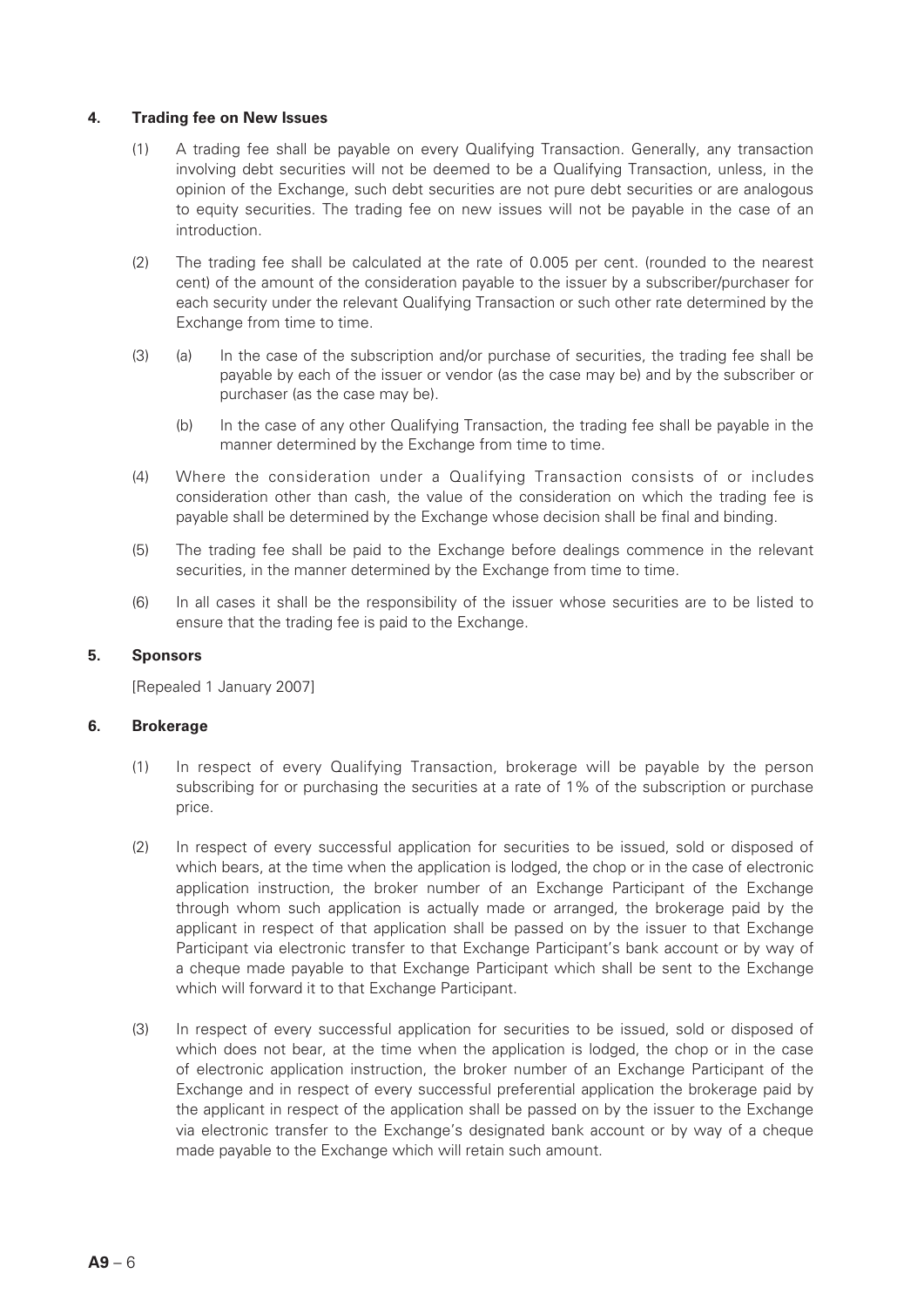### 4. Trading fee on New Issues

(1) A trading fee shall be payable on every Qualifying Transaction. Generally, any transaction involving debt securities will not be deemed to be a Qualifying Transaction, unless, in the opinion of the Exchange, such debt securities are not pure debt securities or are analogous to equity securities. The trading fee on new issues will not be payable in the case of an introduction.

(2) The trading fee shall be calculated at the rate of 0.005 per cent. (rounded to the nearest cent) of the amount of the consideration payable to the issuer by a subscriber/purchaser for each security under the relevant Qualifying Transaction or such other rate determined by the Exchange from time to time.

(3) (a) In the case of the subscription and/or purchase of securities, the trading fee shall be payable by each of the issuer or vendor (as the case may be) and by the subscriber or purchaser (as the case may be).

(b) In the case of any other Qualifying Transaction, the trading fee shall be payable in the manner determined by the Exchange from time to time.

(4) Where the consideration under a Qualifying Transaction consists of or includes consideration other than cash, the value of the consideration on which the trading fee is payable shall be determined by the Exchange whose decision shall be final and binding.

(5) The trading fee shall be paid to the Exchange before dealings commence in the relevant securities, in the manner determined by the Exchange from time to time.

(6) In all cases it shall be the responsibility of the issuer whose securities are to be listed to ensure that the trading fee is paid to the Exchange.

### 5. Sponsors

[Repealed 1 January 2007]

### 6. Brokerage

(1) In respect of every Qualifying Transaction, brokerage will be payable by the person subscribing for or purchasing the securities at a rate of 1% of the subscription or purchase price.

(2) In respect of every successful application for securities to be issued, sold or disposed of which bears, at the time when the application is lodged, the chop or in the case of electronic application instruction, the broker number of an Exchange Participant of the Exchange through whom such application is actually made or arranged, the brokerage paid by the applicant in respect of that application shall be passed on by the issuer to that Exchange Participant via electronic transfer to that Exchange Participant's bank account or by way of a cheque made payable to that Exchange Participant which shall be sent to the Exchange which will forward it to that Exchange Participant.

(3) In respect of every successful application for securities to be issued, sold or disposed of which does not bear, at the time when the application is lodged, the chop or in the case of electronic application instruction, the broker number of an Exchange Participant of the Exchange and in respect of every successful preferential application the brokerage paid by the applicant in respect of the application shall be passed on by the issuer to the Exchange via electronic transfer to the Exchange's designated bank account or by way of a cheque made payable to the Exchange which will retain such amount.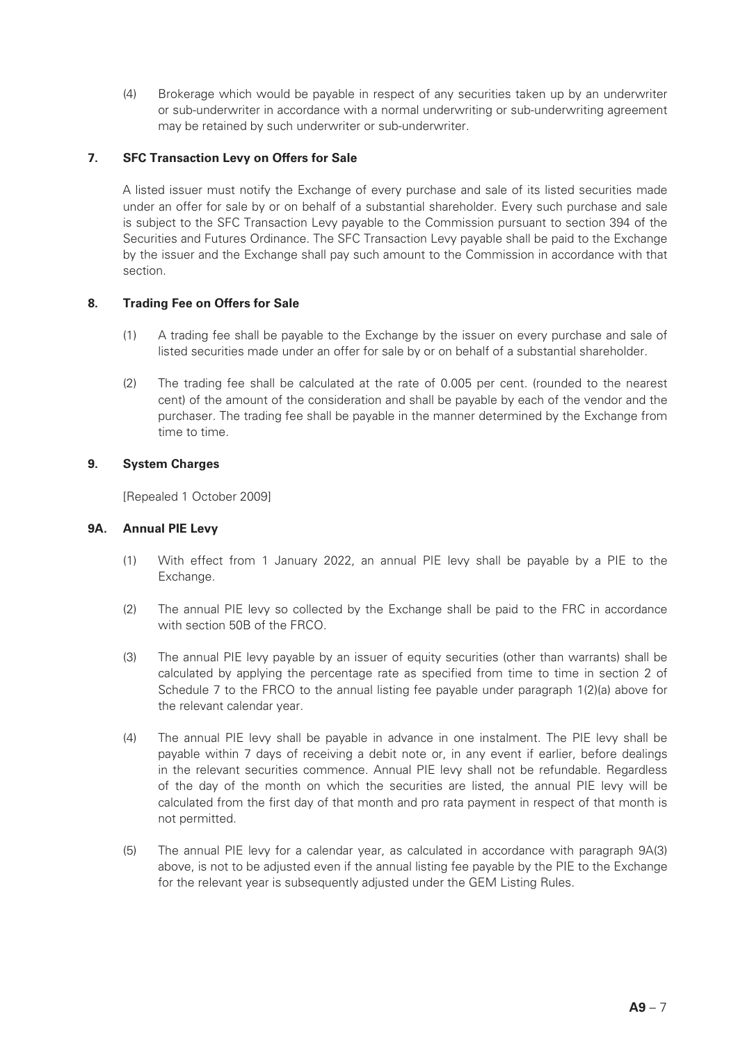(4) Brokerage which would be payable in respect of any securities taken up by an underwriter or sub-underwriter in accordance with a normal underwriting or sub-underwriting agreement may be retained by such underwriter or sub-underwriter.

## 7. SFC Transaction Levy on Offers for Sale

A listed issuer must notify the Exchange of every purchase and sale of its listed securities made under an offer for sale by or on behalf of a substantial shareholder. Every such purchase and sale is subject to the SFC Transaction Levy payable to the Commission pursuant to section 394 of the Securities and Futures Ordinance. The SFC Transaction Levy payable shall be paid to the Exchange by the issuer and the Exchange shall pay such amount to the Commission in accordance with that section.

## 8. Trading Fee on Offers for Sale

(1) A trading fee shall be payable to the Exchange by the issuer on every purchase and sale of listed securities made under an offer for sale by or on behalf of a substantial shareholder.

(2) The trading fee shall be calculated at the rate of 0.005 per cent. (rounded to the nearest cent) of the amount of the consideration and shall be payable by each of the vendor and the purchaser. The trading fee shall be payable in the manner determined by the Exchange from time to time.

## 9. System Charges

[Repealed 1 October 2009]

## 9A. Annual PIE Levy

(1) With effect from 1 January 2022, an annual PIE levy shall be payable by a PIE to the Exchange.

(2) The annual PIE levy so collected by the Exchange shall be paid to the FRC in accordance with section 50B of the FRCO.

(3) The annual PIE levy payable by an issuer of equity securities (other than warrants) shall be calculated by applying the percentage rate as specified from time to time in section 2 of Schedule 7 to the FRCO to the annual listing fee payable under paragraph 1(2)(a) above for the relevant calendar year.

(4) The annual PIE levy shall be payable in advance in one instalment. The PIE levy shall be payable within 7 days of receiving a debit note or, in any event if earlier, before dealings in the relevant securities commence. Annual PIE levy shall not be refundable. Regardless of the day of the month on which the securities are listed, the annual PIE levy will be calculated from the first day of that month and pro rata payment in respect of that month is not permitted.

(5) The annual PIE levy for a calendar year, as calculated in accordance with paragraph 9A(3) above, is not to be adjusted even if the annual listing fee payable by the PIE to the Exchange for the relevant year is subsequently adjusted under the GEM Listing Rules.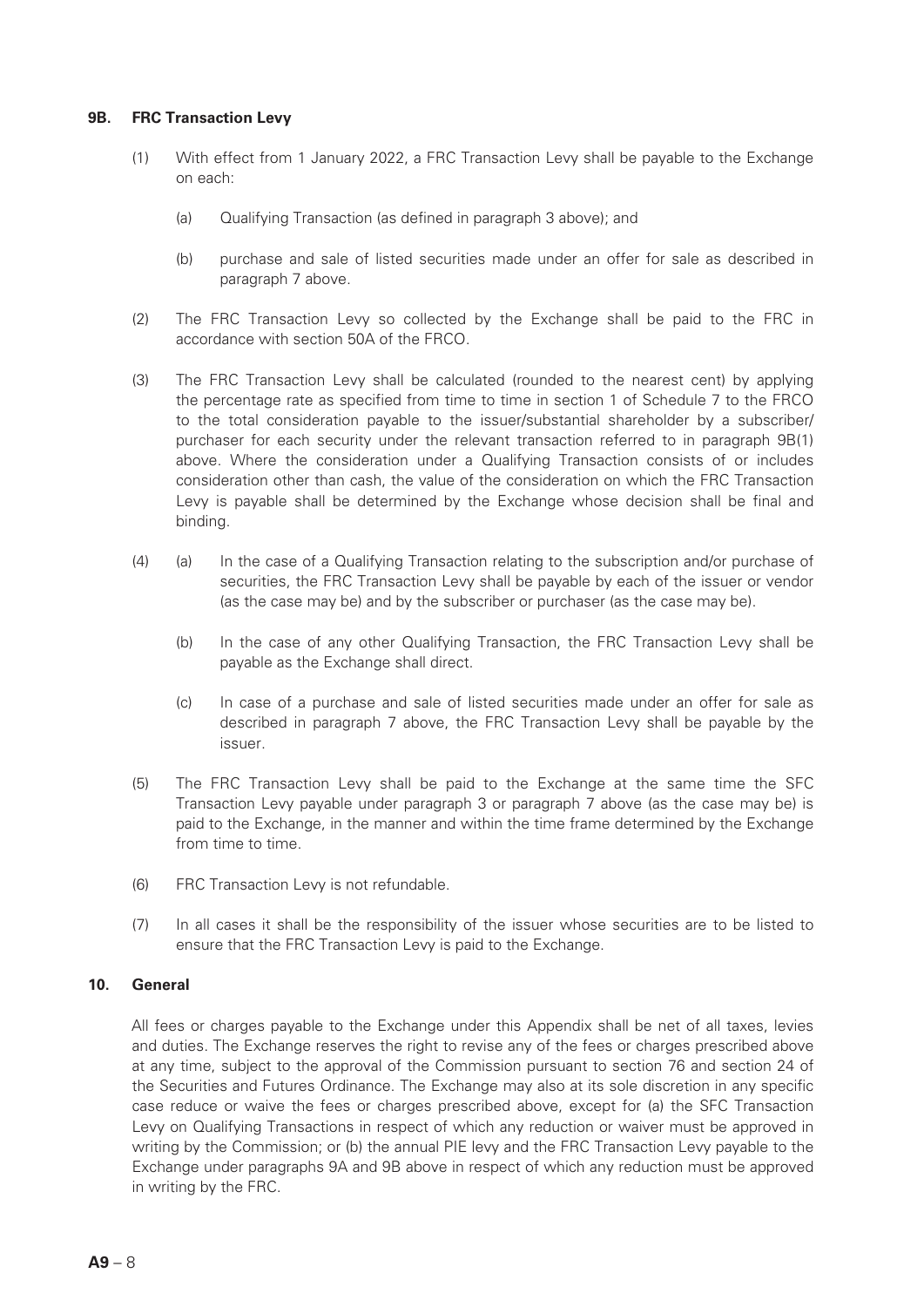### 9B. FRC Transaction Levy

(1) With effect from 1 January 2022, a FRC Transaction Levy shall be payable to the Exchange on each:

(a) Qualifying Transaction (as defined in paragraph 3 above); and

(b) purchase and sale of listed securities made under an offer for sale as described in paragraph 7 above.

(2) The FRC Transaction Levy so collected by the Exchange shall be paid to the FRC in accordance with section 50A of the FRCO.

(3) The FRC Transaction Levy shall be calculated (rounded to the nearest cent) by applying the percentage rate as specified from time to time in section 1 of Schedule 7 to the FRCO to the total consideration payable to the issuer/substantial shareholder by a subscriber/purchaser for each security under the relevant transaction referred to in paragraph 9B(1) above. Where the consideration under a Qualifying Transaction consists of or includes consideration other than cash, the value of the consideration on which the FRC Transaction Levy is payable shall be determined by the Exchange whose decision shall be final and binding.

(4) (a) In the case of a Qualifying Transaction relating to the subscription and/or purchase of securities, the FRC Transaction Levy shall be payable by each of the issuer or vendor (as the case may be) and by the subscriber or purchaser (as the case may be).

(b) In the case of any other Qualifying Transaction, the FRC Transaction Levy shall be payable as the Exchange shall direct.

(c) In case of a purchase and sale of listed securities made under an offer for sale as described in paragraph 7 above, the FRC Transaction Levy shall be payable by the issuer.

(5) The FRC Transaction Levy shall be paid to the Exchange at the same time the SFC Transaction Levy payable under paragraph 3 or paragraph 7 above (as the case may be) is paid to the Exchange, in the manner and within the time frame determined by the Exchange from time to time.

(6) FRC Transaction Levy is not refundable.

(7) In all cases it shall be the responsibility of the issuer whose securities are to be listed to ensure that the FRC Transaction Levy is paid to the Exchange.

### 10. General

All fees or charges payable to the Exchange under this Appendix shall be net of all taxes, levies and duties. The Exchange reserves the right to revise any of the fees or charges prescribed above at any time, subject to the approval of the Commission pursuant to section 76 and section 24 of the Securities and Futures Ordinance. The Exchange may also at its sole discretion in any specific case reduce or waive the fees or charges prescribed above, except for (a) the SFC Transaction Levy on Qualifying Transactions in respect of which any reduction or waiver must be approved in writing by the Commission; or (b) the annual PIE levy and the FRC Transaction Levy payable to the Exchange under paragraphs 9A and 9B above in respect of which any reduction must be approved in writing by the FRC.